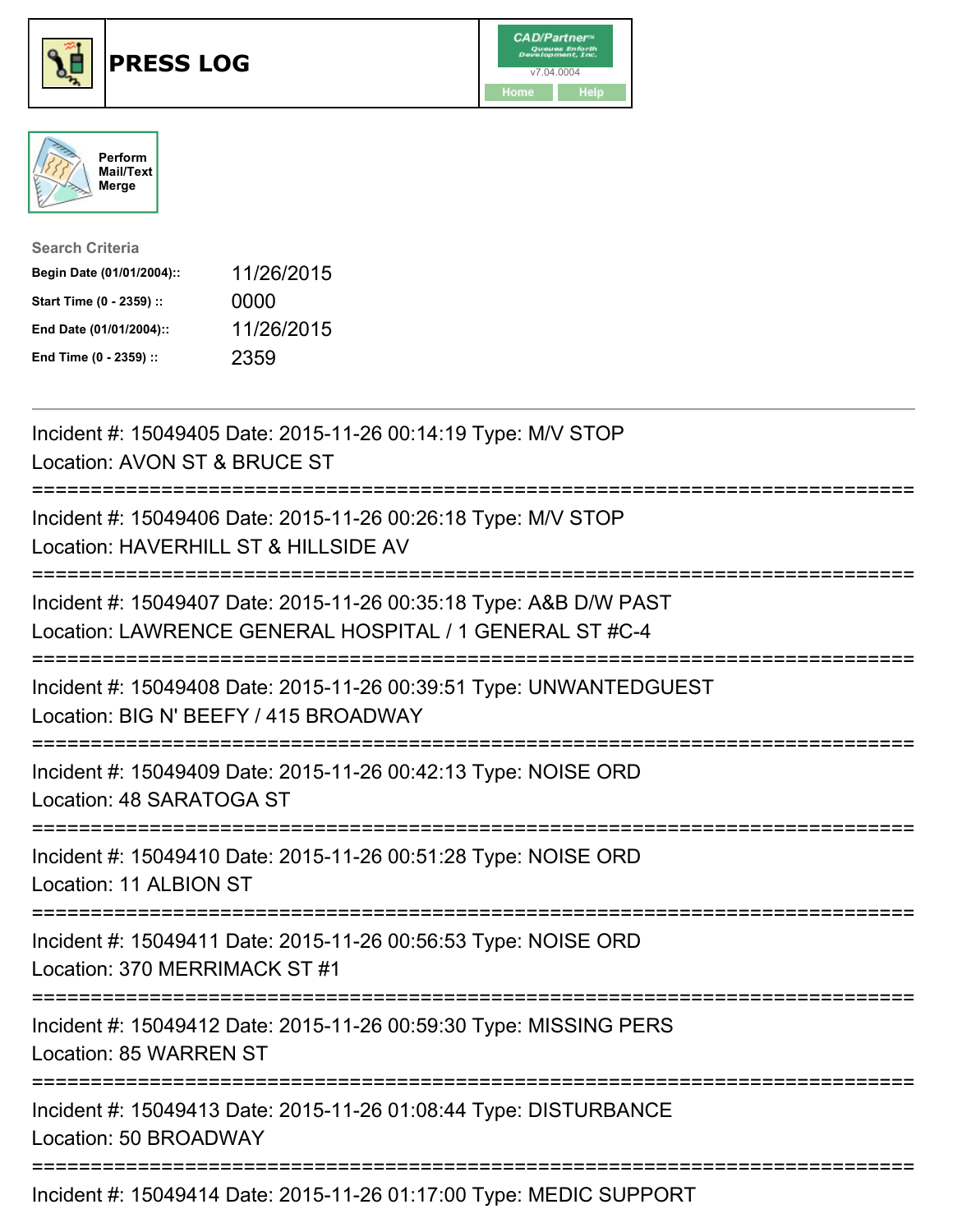# PRESS LOG

CAD/Partner™ v7.04.0004

Home | Help

Perform Mail/Text Merge

**Search Criteria**

| | |
|---|---|
| **Begin Date (01/01/2004)::** | 11/26/2015 |
| **Start Time (0 - 2359) ::** | 0000 |
| **End Date (01/01/2004)::** | 11/26/2015 |
| **End Time (0 - 2359) ::** | 2359 |

---

Incident #: 15049405 Date: 2015-11-26 00:14:19 Type: M/V STOP
Location: AVON ST & BRUCE ST

===========================================================================

Incident #: 15049406 Date: 2015-11-26 00:26:18 Type: M/V STOP
Location: HAVERHILL ST & HILLSIDE AV

===========================================================================

Incident #: 15049407 Date: 2015-11-26 00:35:18 Type: A&B D/W PAST
Location: LAWRENCE GENERAL HOSPITAL / 1 GENERAL ST #C-4

===========================================================================

Incident #: 15049408 Date: 2015-11-26 00:39:51 Type: UNWANTEDGUEST
Location: BIG N' BEEFY / 415 BROADWAY

===========================================================================

Incident #: 15049409 Date: 2015-11-26 00:42:13 Type: NOISE ORD
Location: 48 SARATOGA ST

===========================================================================

Incident #: 15049410 Date: 2015-11-26 00:51:28 Type: NOISE ORD
Location: 11 ALBION ST

===========================================================================

Incident #: 15049411 Date: 2015-11-26 00:56:53 Type: NOISE ORD
Location: 370 MERRIMACK ST #1

===========================================================================

Incident #: 15049412 Date: 2015-11-26 00:59:30 Type: MISSING PERS
Location: 85 WARREN ST

===========================================================================

Incident #: 15049413 Date: 2015-11-26 01:08:44 Type: DISTURBANCE
Location: 50 BROADWAY

===========================================================================

Incident #: 15049414 Date: 2015-11-26 01:17:00 Type: MEDIC SUPPORT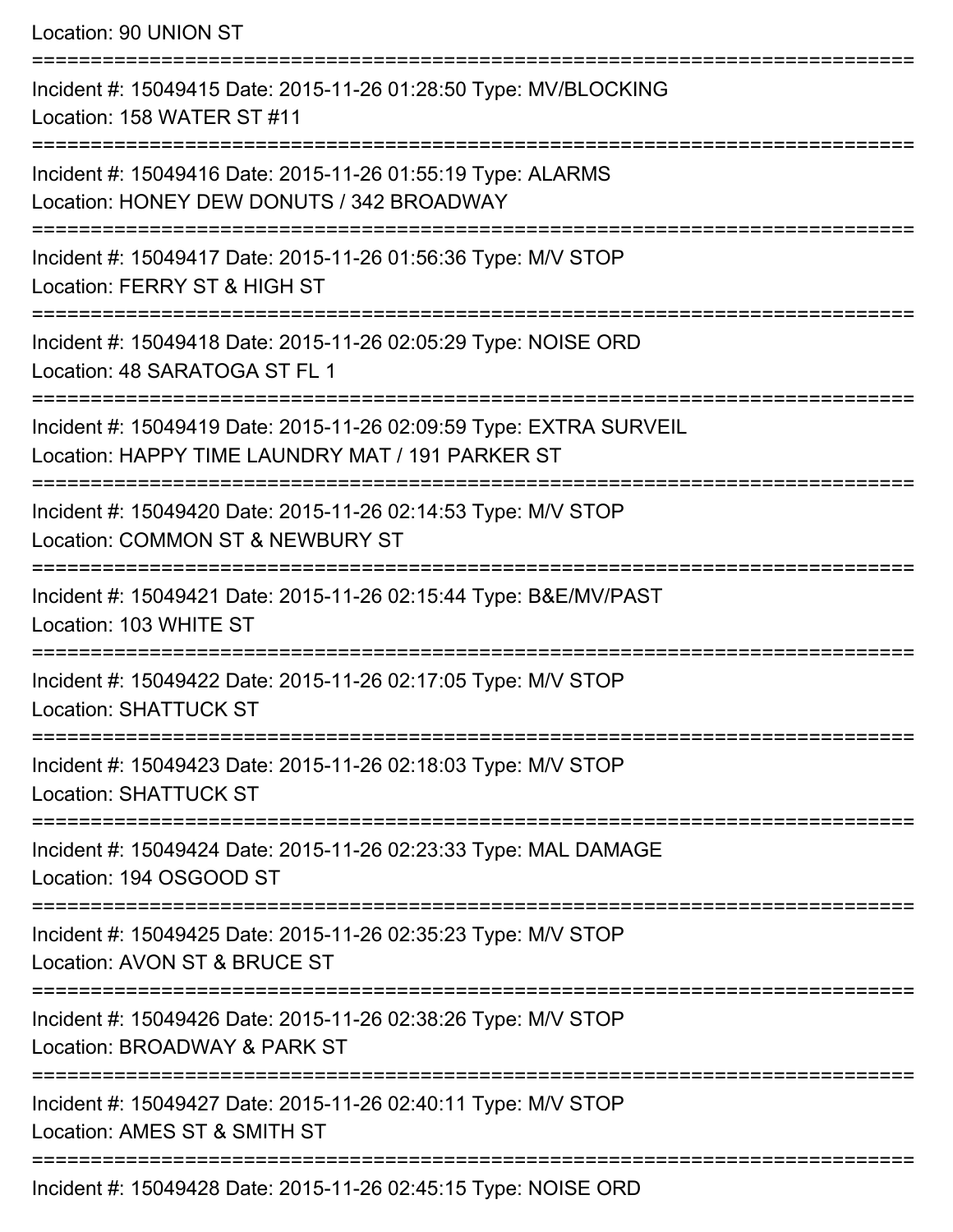Location: 90 UNION ST

===========================================================================

Incident #: 15049415 Date: 2015-11-26 01:28:50 Type: MV/BLOCKING
Location: 158 WATER ST #11

===========================================================================

Incident #: 15049416 Date: 2015-11-26 01:55:19 Type: ALARMS
Location: HONEY DEW DONUTS / 342 BROADWAY

===========================================================================

Incident #: 15049417 Date: 2015-11-26 01:56:36 Type: M/V STOP
Location: FERRY ST & HIGH ST

===========================================================================

Incident #: 15049418 Date: 2015-11-26 02:05:29 Type: NOISE ORD
Location: 48 SARATOGA ST FL 1

===========================================================================

Incident #: 15049419 Date: 2015-11-26 02:09:59 Type: EXTRA SURVEIL
Location: HAPPY TIME LAUNDRY MAT / 191 PARKER ST

===========================================================================

Incident #: 15049420 Date: 2015-11-26 02:14:53 Type: M/V STOP
Location: COMMON ST & NEWBURY ST

===========================================================================

Incident #: 15049421 Date: 2015-11-26 02:15:44 Type: B&E/MV/PAST
Location: 103 WHITE ST

===========================================================================

Incident #: 15049422 Date: 2015-11-26 02:17:05 Type: M/V STOP
Location: SHATTUCK ST

===========================================================================

Incident #: 15049423 Date: 2015-11-26 02:18:03 Type: M/V STOP
Location: SHATTUCK ST

===========================================================================

Incident #: 15049424 Date: 2015-11-26 02:23:33 Type: MAL DAMAGE
Location: 194 OSGOOD ST

===========================================================================

Incident #: 15049425 Date: 2015-11-26 02:35:23 Type: M/V STOP
Location: AVON ST & BRUCE ST

===========================================================================

Incident #: 15049426 Date: 2015-11-26 02:38:26 Type: M/V STOP
Location: BROADWAY & PARK ST

===========================================================================

Incident #: 15049427 Date: 2015-11-26 02:40:11 Type: M/V STOP
Location: AMES ST & SMITH ST

===========================================================================

Incident #: 15049428 Date: 2015-11-26 02:45:15 Type: NOISE ORD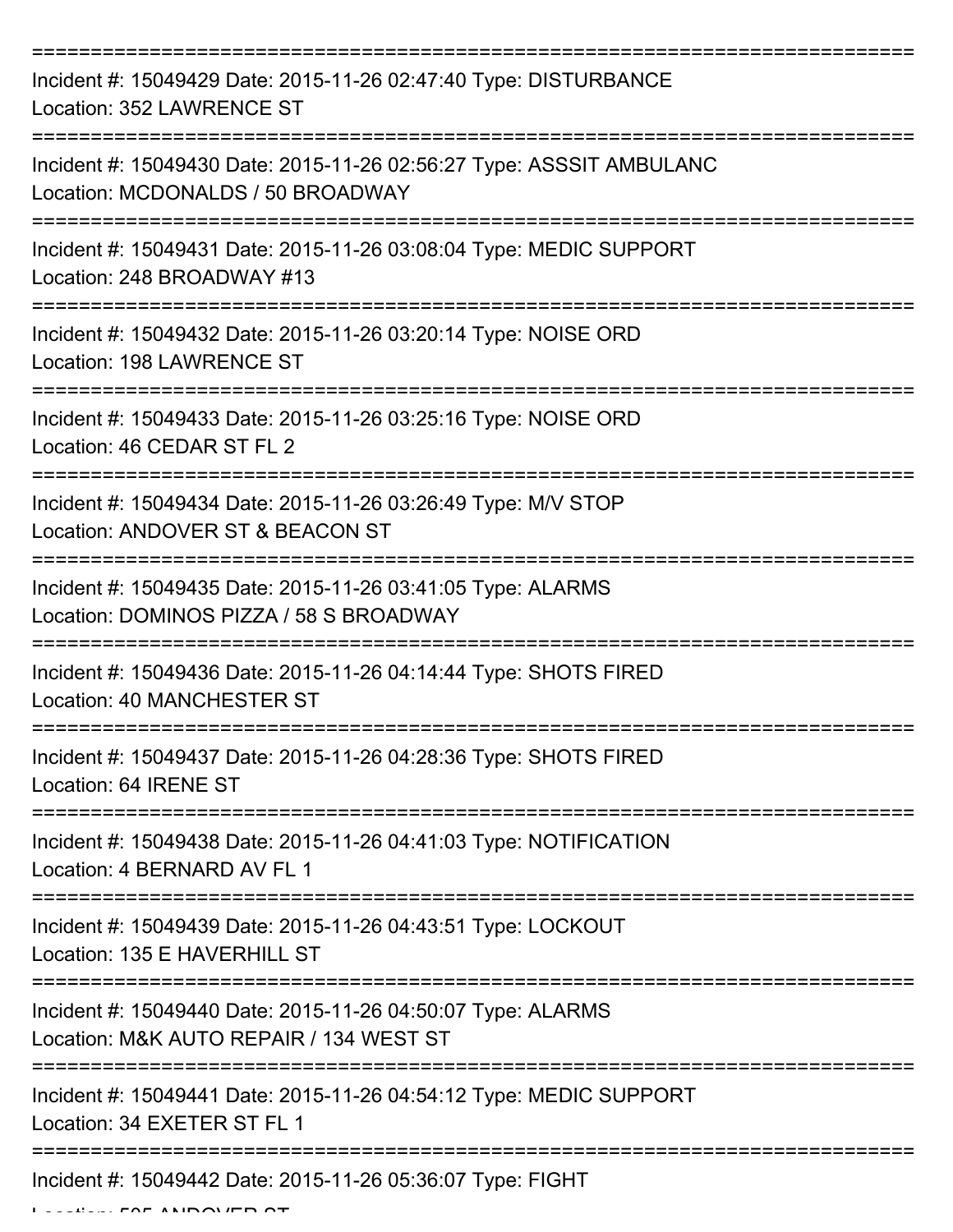===========================================================================

Incident #: 15049429 Date: 2015-11-26 02:47:40 Type: DISTURBANCE
Location: 352 LAWRENCE ST

===========================================================================

Incident #: 15049430 Date: 2015-11-26 02:56:27 Type: ASSSIT AMBULANC
Location: MCDONALDS / 50 BROADWAY

===========================================================================

Incident #: 15049431 Date: 2015-11-26 03:08:04 Type: MEDIC SUPPORT
Location: 248 BROADWAY #13

===========================================================================

Incident #: 15049432 Date: 2015-11-26 03:20:14 Type: NOISE ORD
Location: 198 LAWRENCE ST

===========================================================================

Incident #: 15049433 Date: 2015-11-26 03:25:16 Type: NOISE ORD
Location: 46 CEDAR ST FL 2

===========================================================================

Incident #: 15049434 Date: 2015-11-26 03:26:49 Type: M/V STOP
Location: ANDOVER ST & BEACON ST

===========================================================================

Incident #: 15049435 Date: 2015-11-26 03:41:05 Type: ALARMS
Location: DOMINOS PIZZA / 58 S BROADWAY

===========================================================================

Incident #: 15049436 Date: 2015-11-26 04:14:44 Type: SHOTS FIRED
Location: 40 MANCHESTER ST

===========================================================================

Incident #: 15049437 Date: 2015-11-26 04:28:36 Type: SHOTS FIRED
Location: 64 IRENE ST

===========================================================================

Incident #: 15049438 Date: 2015-11-26 04:41:03 Type: NOTIFICATION
Location: 4 BERNARD AV FL 1

===========================================================================

Incident #: 15049439 Date: 2015-11-26 04:43:51 Type: LOCKOUT
Location: 135 E HAVERHILL ST

===========================================================================

Incident #: 15049440 Date: 2015-11-26 04:50:07 Type: ALARMS
Location: M&K AUTO REPAIR / 134 WEST ST

===========================================================================

Incident #: 15049441 Date: 2015-11-26 04:54:12 Type: MEDIC SUPPORT
Location: 34 EXETER ST FL 1

===========================================================================

Incident #: 15049442 Date: 2015-11-26 05:36:07 Type: FIGHT
Location: 505 ANDOVER ST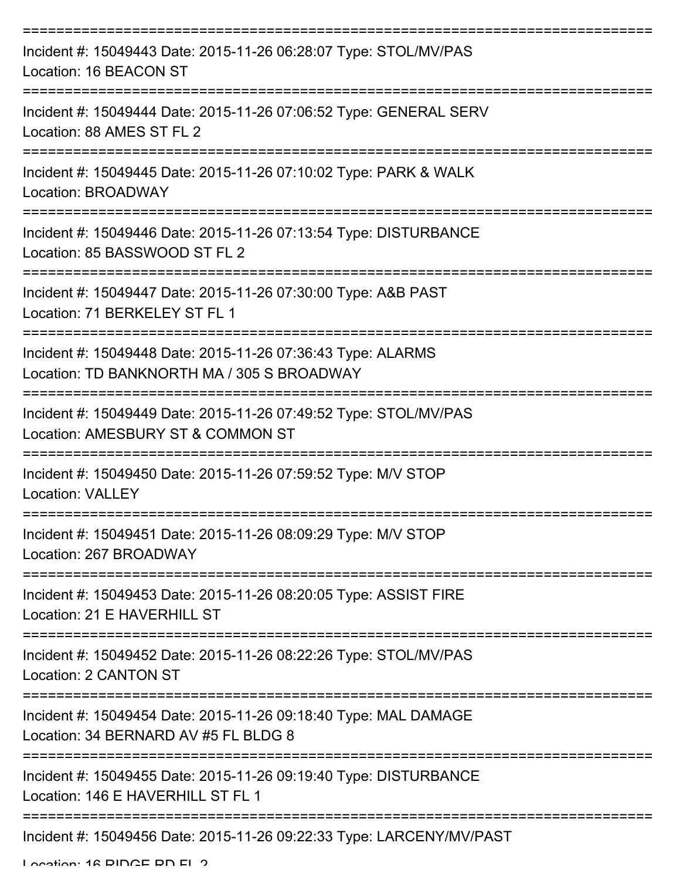===========================================================================

Incident #: 15049443 Date: 2015-11-26 06:28:07 Type: STOL/MV/PAS
Location: 16 BEACON ST

===========================================================================

Incident #: 15049444 Date: 2015-11-26 07:06:52 Type: GENERAL SERV
Location: 88 AMES ST FL 2

===========================================================================

Incident #: 15049445 Date: 2015-11-26 07:10:02 Type: PARK & WALK
Location: BROADWAY

===========================================================================

Incident #: 15049446 Date: 2015-11-26 07:13:54 Type: DISTURBANCE
Location: 85 BASSWOOD ST FL 2

===========================================================================

Incident #: 15049447 Date: 2015-11-26 07:30:00 Type: A&B PAST
Location: 71 BERKELEY ST FL 1

===========================================================================

Incident #: 15049448 Date: 2015-11-26 07:36:43 Type: ALARMS
Location: TD BANKNORTH MA / 305 S BROADWAY

===========================================================================

Incident #: 15049449 Date: 2015-11-26 07:49:52 Type: STOL/MV/PAS
Location: AMESBURY ST & COMMON ST

===========================================================================

Incident #: 15049450 Date: 2015-11-26 07:59:52 Type: M/V STOP
Location: VALLEY

===========================================================================

Incident #: 15049451 Date: 2015-11-26 08:09:29 Type: M/V STOP
Location: 267 BROADWAY

===========================================================================

Incident #: 15049453 Date: 2015-11-26 08:20:05 Type: ASSIST FIRE
Location: 21 E HAVERHILL ST

===========================================================================

Incident #: 15049452 Date: 2015-11-26 08:22:26 Type: STOL/MV/PAS
Location: 2 CANTON ST

===========================================================================

Incident #: 15049454 Date: 2015-11-26 09:18:40 Type: MAL DAMAGE
Location: 34 BERNARD AV #5 FL BLDG 8

===========================================================================

Incident #: 15049455 Date: 2015-11-26 09:19:40 Type: DISTURBANCE
Location: 146 E HAVERHILL ST FL 1

===========================================================================

Incident #: 15049456 Date: 2015-11-26 09:22:33 Type: LARCENY/MV/PAST
Location: 16 RIDGE RD FL 2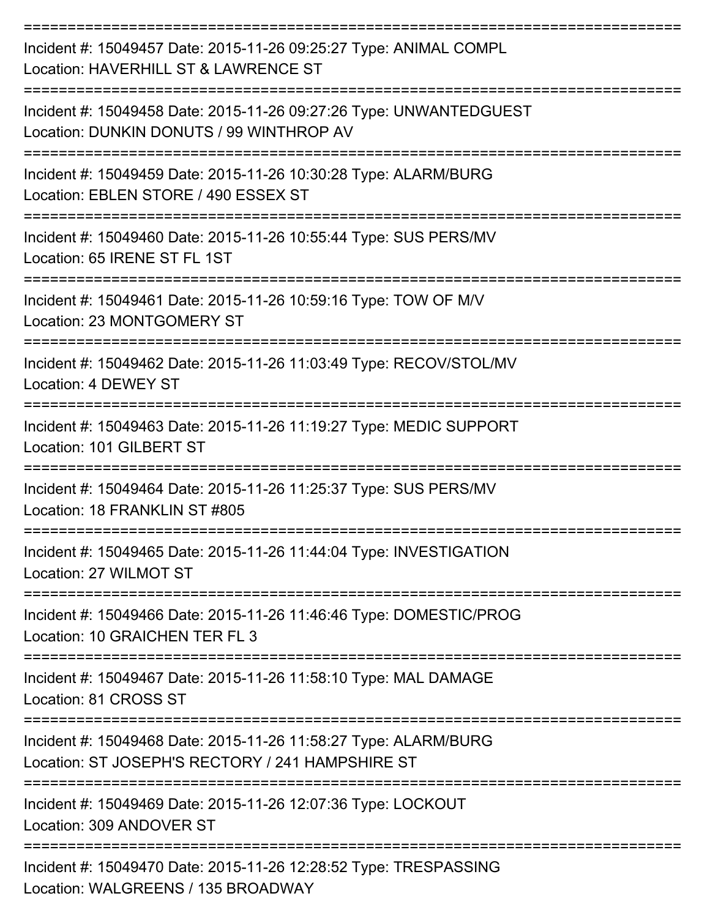Incident #: 15049457 Date: 2015-11-26 09:25:27 Type: ANIMAL COMPL
Location: HAVERHILL ST & LAWRENCE ST

---

Incident #: 15049458 Date: 2015-11-26 09:27:26 Type: UNWANTEDGUEST
Location: DUNKIN DONUTS / 99 WINTHROP AV

---

Incident #: 15049459 Date: 2015-11-26 10:30:28 Type: ALARM/BURG
Location: EBLEN STORE / 490 ESSEX ST

---

Incident #: 15049460 Date: 2015-11-26 10:55:44 Type: SUS PERS/MV
Location: 65 IRENE ST FL 1ST

---

Incident #: 15049461 Date: 2015-11-26 10:59:16 Type: TOW OF M/V
Location: 23 MONTGOMERY ST

---

Incident #: 15049462 Date: 2015-11-26 11:03:49 Type: RECOV/STOL/MV
Location: 4 DEWEY ST

---

Incident #: 15049463 Date: 2015-11-26 11:19:27 Type: MEDIC SUPPORT
Location: 101 GILBERT ST

---

Incident #: 15049464 Date: 2015-11-26 11:25:37 Type: SUS PERS/MV
Location: 18 FRANKLIN ST #805

---

Incident #: 15049465 Date: 2015-11-26 11:44:04 Type: INVESTIGATION
Location: 27 WILMOT ST

---

Incident #: 15049466 Date: 2015-11-26 11:46:46 Type: DOMESTIC/PROG
Location: 10 GRAICHEN TER FL 3

---

Incident #: 15049467 Date: 2015-11-26 11:58:10 Type: MAL DAMAGE
Location: 81 CROSS ST

---

Incident #: 15049468 Date: 2015-11-26 11:58:27 Type: ALARM/BURG
Location: ST JOSEPH'S RECTORY / 241 HAMPSHIRE ST

---

Incident #: 15049469 Date: 2015-11-26 12:07:36 Type: LOCKOUT
Location: 309 ANDOVER ST

---

Incident #: 15049470 Date: 2015-11-26 12:28:52 Type: TRESPASSING
Location: WALGREENS / 135 BROADWAY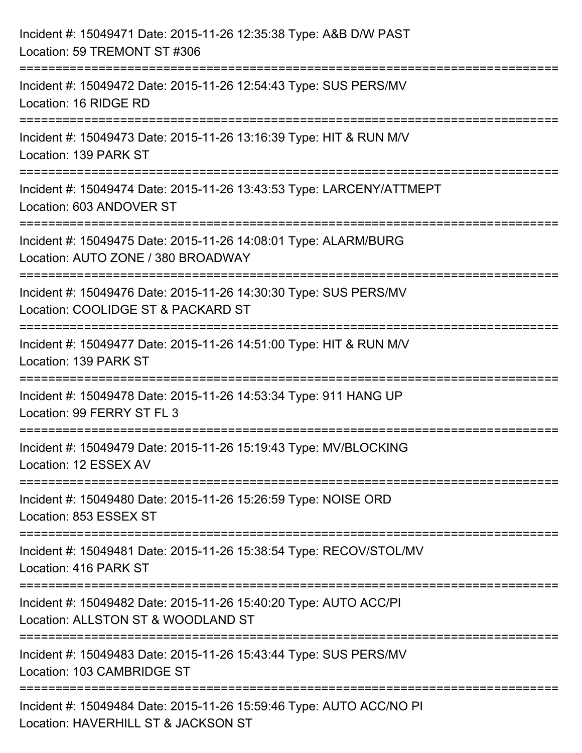Incident #: 15049471 Date: 2015-11-26 12:35:38 Type: A&B D/W PAST
Location: 59 TREMONT ST #306

===========================================================================

Incident #: 15049472 Date: 2015-11-26 12:54:43 Type: SUS PERS/MV
Location: 16 RIDGE RD

===========================================================================

Incident #: 15049473 Date: 2015-11-26 13:16:39 Type: HIT & RUN M/V
Location: 139 PARK ST

===========================================================================

Incident #: 15049474 Date: 2015-11-26 13:43:53 Type: LARCENY/ATTMEPT
Location: 603 ANDOVER ST

===========================================================================

Incident #: 15049475 Date: 2015-11-26 14:08:01 Type: ALARM/BURG
Location: AUTO ZONE / 380 BROADWAY

===========================================================================

Incident #: 15049476 Date: 2015-11-26 14:30:30 Type: SUS PERS/MV
Location: COOLIDGE ST & PACKARD ST

===========================================================================

Incident #: 15049477 Date: 2015-11-26 14:51:00 Type: HIT & RUN M/V
Location: 139 PARK ST

===========================================================================

Incident #: 15049478 Date: 2015-11-26 14:53:34 Type: 911 HANG UP
Location: 99 FERRY ST FL 3

===========================================================================

Incident #: 15049479 Date: 2015-11-26 15:19:43 Type: MV/BLOCKING
Location: 12 ESSEX AV

===========================================================================

Incident #: 15049480 Date: 2015-11-26 15:26:59 Type: NOISE ORD
Location: 853 ESSEX ST

===========================================================================

Incident #: 15049481 Date: 2015-11-26 15:38:54 Type: RECOV/STOL/MV
Location: 416 PARK ST

===========================================================================

Incident #: 15049482 Date: 2015-11-26 15:40:20 Type: AUTO ACC/PI
Location: ALLSTON ST & WOODLAND ST

===========================================================================

Incident #: 15049483 Date: 2015-11-26 15:43:44 Type: SUS PERS/MV
Location: 103 CAMBRIDGE ST

===========================================================================

Incident #: 15049484 Date: 2015-11-26 15:59:46 Type: AUTO ACC/NO PI
Location: HAVERHILL ST & JACKSON ST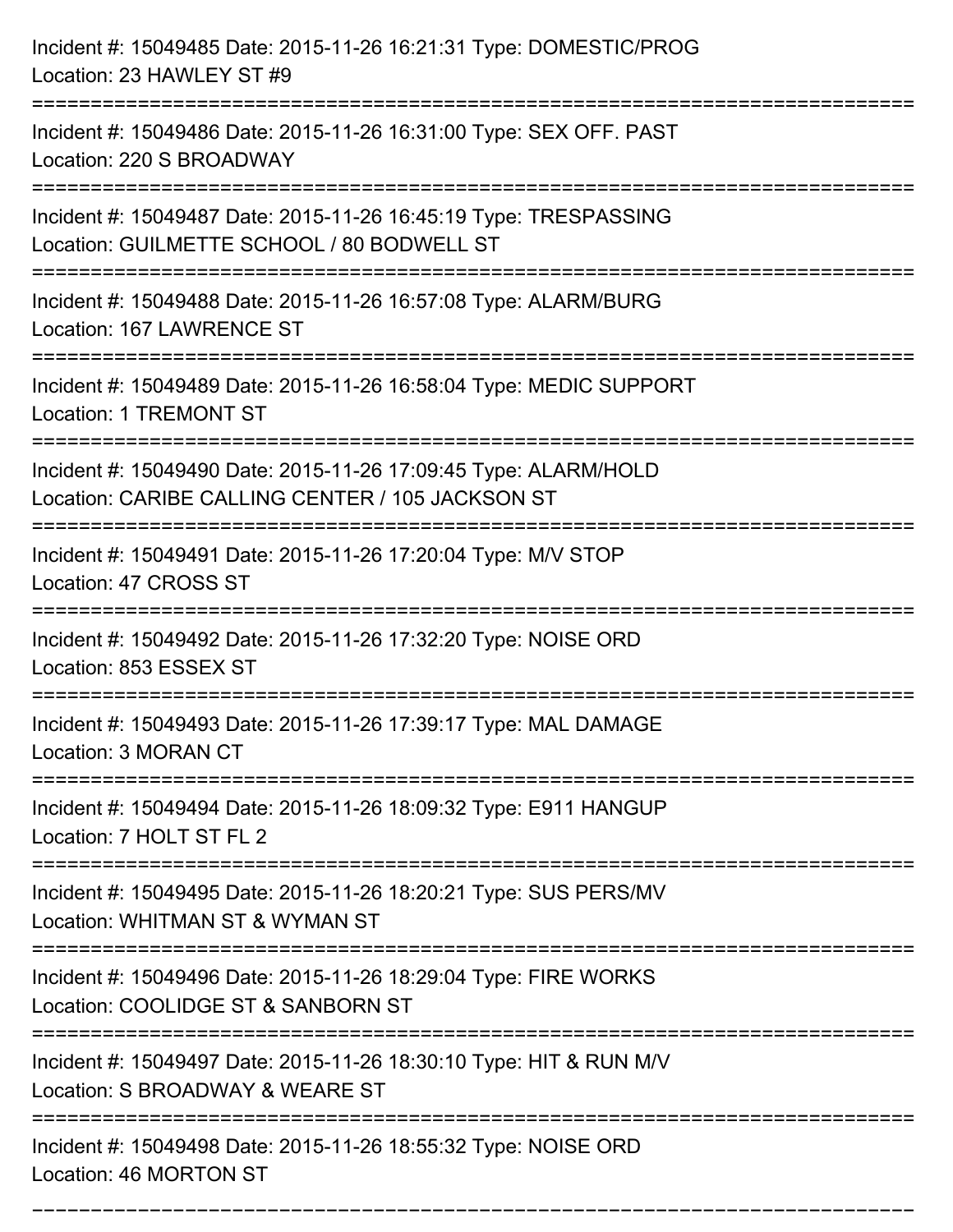Incident #: 15049485 Date: 2015-11-26 16:21:31 Type: DOMESTIC/PROG
Location: 23 HAWLEY ST #9

===========================================================================

Incident #: 15049486 Date: 2015-11-26 16:31:00 Type: SEX OFF. PAST
Location: 220 S BROADWAY

===========================================================================

Incident #: 15049487 Date: 2015-11-26 16:45:19 Type: TRESPASSING
Location: GUILMETTE SCHOOL / 80 BODWELL ST

===========================================================================

Incident #: 15049488 Date: 2015-11-26 16:57:08 Type: ALARM/BURG
Location: 167 LAWRENCE ST

===========================================================================

Incident #: 15049489 Date: 2015-11-26 16:58:04 Type: MEDIC SUPPORT
Location: 1 TREMONT ST

===========================================================================

Incident #: 15049490 Date: 2015-11-26 17:09:45 Type: ALARM/HOLD
Location: CARIBE CALLING CENTER / 105 JACKSON ST

===========================================================================

Incident #: 15049491 Date: 2015-11-26 17:20:04 Type: M/V STOP
Location: 47 CROSS ST

===========================================================================

Incident #: 15049492 Date: 2015-11-26 17:32:20 Type: NOISE ORD
Location: 853 ESSEX ST

===========================================================================

Incident #: 15049493 Date: 2015-11-26 17:39:17 Type: MAL DAMAGE
Location: 3 MORAN CT

===========================================================================

Incident #: 15049494 Date: 2015-11-26 18:09:32 Type: E911 HANGUP
Location: 7 HOLT ST FL 2

===========================================================================

Incident #: 15049495 Date: 2015-11-26 18:20:21 Type: SUS PERS/MV
Location: WHITMAN ST & WYMAN ST

===========================================================================

Incident #: 15049496 Date: 2015-11-26 18:29:04 Type: FIRE WORKS
Location: COOLIDGE ST & SANBORN ST

===========================================================================

Incident #: 15049497 Date: 2015-11-26 18:30:10 Type: HIT & RUN M/V
Location: S BROADWAY & WEARE ST

===========================================================================

Incident #: 15049498 Date: 2015-11-26 18:55:32 Type: NOISE ORD
Location: 46 MORTON ST

===========================================================================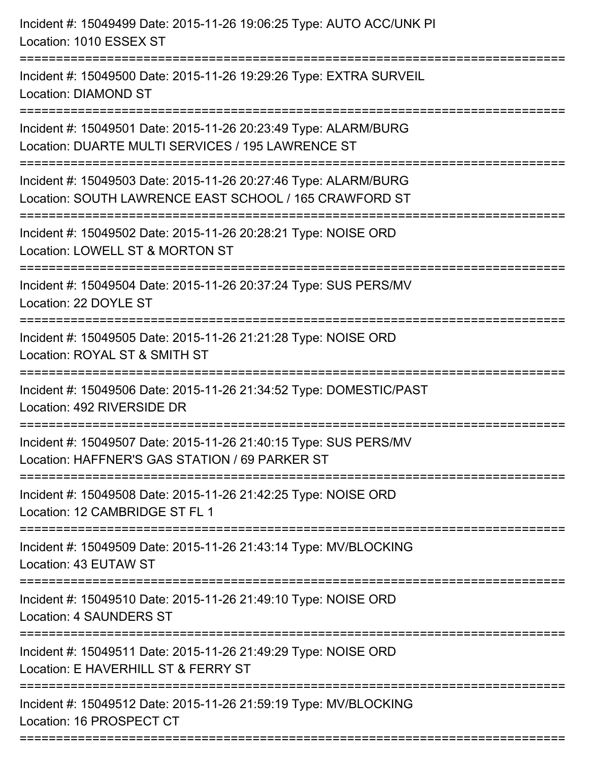Incident #: 15049499 Date: 2015-11-26 19:06:25 Type: AUTO ACC/UNK PI
Location: 1010 ESSEX ST

===========================================================================

Incident #: 15049500 Date: 2015-11-26 19:29:26 Type: EXTRA SURVEIL
Location: DIAMOND ST

===========================================================================

Incident #: 15049501 Date: 2015-11-26 20:23:49 Type: ALARM/BURG
Location: DUARTE MULTI SERVICES / 195 LAWRENCE ST

===========================================================================

Incident #: 15049503 Date: 2015-11-26 20:27:46 Type: ALARM/BURG
Location: SOUTH LAWRENCE EAST SCHOOL / 165 CRAWFORD ST

===========================================================================

Incident #: 15049502 Date: 2015-11-26 20:28:21 Type: NOISE ORD
Location: LOWELL ST & MORTON ST

===========================================================================

Incident #: 15049504 Date: 2015-11-26 20:37:24 Type: SUS PERS/MV
Location: 22 DOYLE ST

===========================================================================

Incident #: 15049505 Date: 2015-11-26 21:21:28 Type: NOISE ORD
Location: ROYAL ST & SMITH ST

===========================================================================

Incident #: 15049506 Date: 2015-11-26 21:34:52 Type: DOMESTIC/PAST
Location: 492 RIVERSIDE DR

===========================================================================

Incident #: 15049507 Date: 2015-11-26 21:40:15 Type: SUS PERS/MV
Location: HAFFNER'S GAS STATION / 69 PARKER ST

===========================================================================

Incident #: 15049508 Date: 2015-11-26 21:42:25 Type: NOISE ORD
Location: 12 CAMBRIDGE ST FL 1

===========================================================================

Incident #: 15049509 Date: 2015-11-26 21:43:14 Type: MV/BLOCKING
Location: 43 EUTAW ST

===========================================================================

Incident #: 15049510 Date: 2015-11-26 21:49:10 Type: NOISE ORD
Location: 4 SAUNDERS ST

===========================================================================

Incident #: 15049511 Date: 2015-11-26 21:49:29 Type: NOISE ORD
Location: E HAVERHILL ST & FERRY ST

===========================================================================

Incident #: 15049512 Date: 2015-11-26 21:59:19 Type: MV/BLOCKING
Location: 16 PROSPECT CT

===========================================================================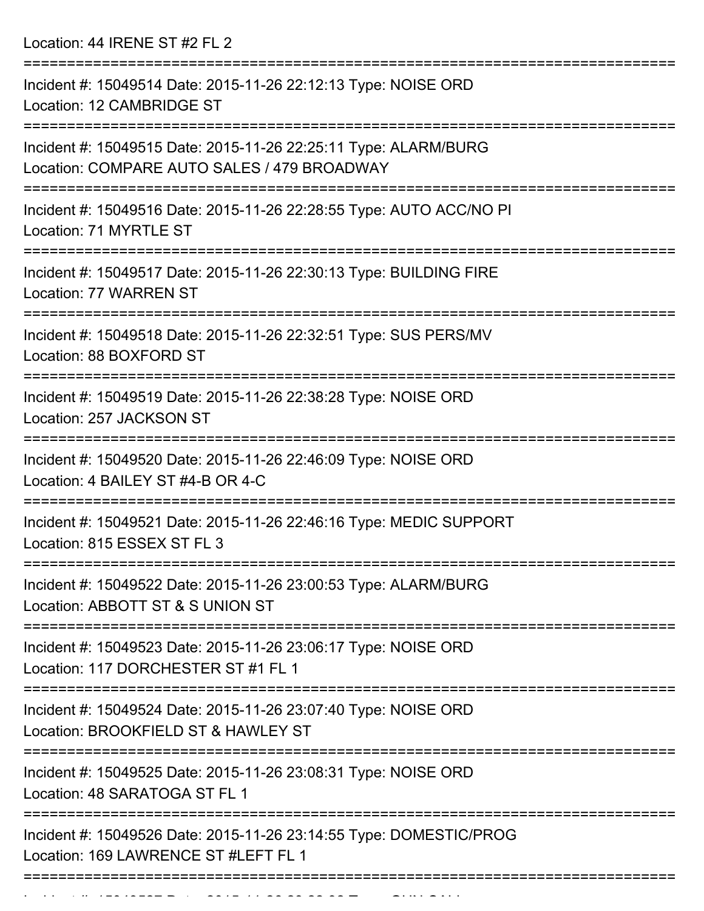Location: 44 IRENE ST #2 FL 2

===========================================================================

Incident #: 15049514 Date: 2015-11-26 22:12:13 Type: NOISE ORD
Location: 12 CAMBRIDGE ST

===========================================================================

Incident #: 15049515 Date: 2015-11-26 22:25:11 Type: ALARM/BURG
Location: COMPARE AUTO SALES / 479 BROADWAY

===========================================================================

Incident #: 15049516 Date: 2015-11-26 22:28:55 Type: AUTO ACC/NO PI
Location: 71 MYRTLE ST

===========================================================================

Incident #: 15049517 Date: 2015-11-26 22:30:13 Type: BUILDING FIRE
Location: 77 WARREN ST

===========================================================================

Incident #: 15049518 Date: 2015-11-26 22:32:51 Type: SUS PERS/MV
Location: 88 BOXFORD ST

===========================================================================

Incident #: 15049519 Date: 2015-11-26 22:38:28 Type: NOISE ORD
Location: 257 JACKSON ST

===========================================================================

Incident #: 15049520 Date: 2015-11-26 22:46:09 Type: NOISE ORD
Location: 4 BAILEY ST #4-B OR 4-C

===========================================================================

Incident #: 15049521 Date: 2015-11-26 22:46:16 Type: MEDIC SUPPORT
Location: 815 ESSEX ST FL 3

===========================================================================

Incident #: 15049522 Date: 2015-11-26 23:00:53 Type: ALARM/BURG
Location: ABBOTT ST & S UNION ST

===========================================================================

Incident #: 15049523 Date: 2015-11-26 23:06:17 Type: NOISE ORD
Location: 117 DORCHESTER ST #1 FL 1

===========================================================================

Incident #: 15049524 Date: 2015-11-26 23:07:40 Type: NOISE ORD
Location: BROOKFIELD ST & HAWLEY ST

===========================================================================

Incident #: 15049525 Date: 2015-11-26 23:08:31 Type: NOISE ORD
Location: 48 SARATOGA ST FL 1

===========================================================================

Incident #: 15049526 Date: 2015-11-26 23:14:55 Type: DOMESTIC/PROG
Location: 169 LAWRENCE ST #LEFT FL 1

===========================================================================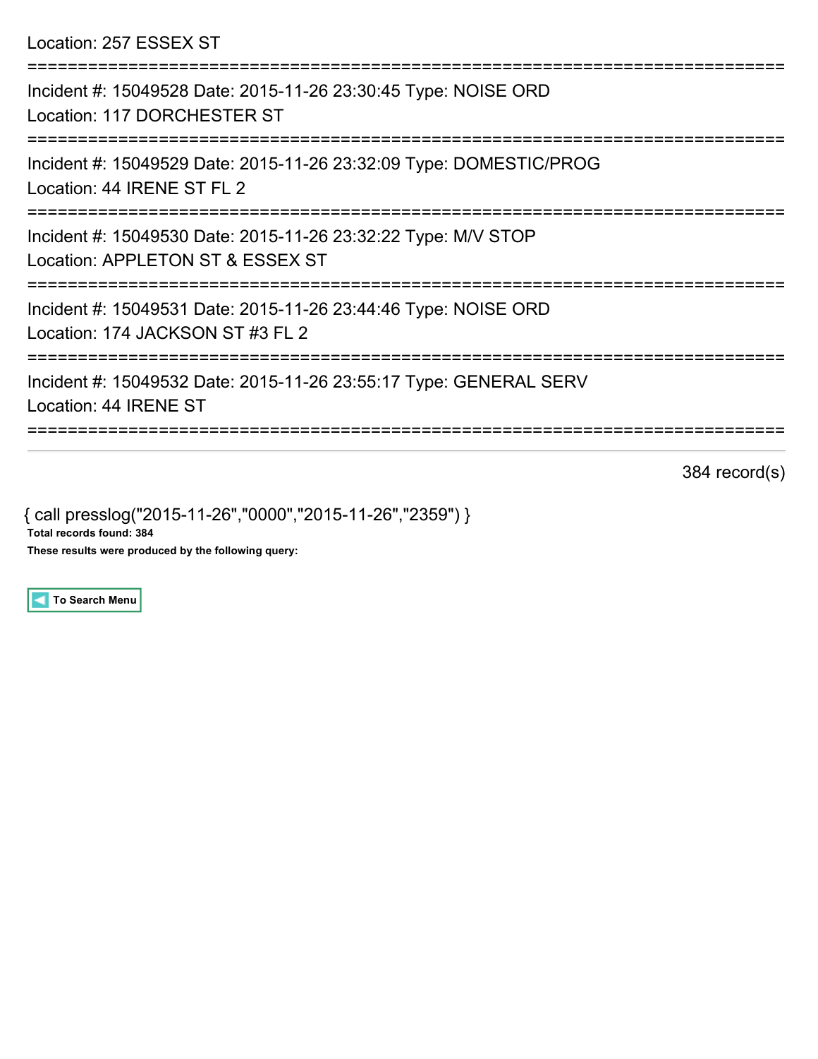Location: 257 ESSEX ST

===========================================================================

Incident #: 15049528 Date: 2015-11-26 23:30:45 Type: NOISE ORD

Location: 117 DORCHESTER ST

===========================================================================

Incident #: 15049529 Date: 2015-11-26 23:32:09 Type: DOMESTIC/PROG

Location: 44 IRENE ST FL 2

===========================================================================

Incident #: 15049530 Date: 2015-11-26 23:32:22 Type: M/V STOP

Location: APPLETON ST & ESSEX ST

===========================================================================

Incident #: 15049531 Date: 2015-11-26 23:44:46 Type: NOISE ORD

Location: 174 JACKSON ST #3 FL 2

===========================================================================

Incident #: 15049532 Date: 2015-11-26 23:55:17 Type: GENERAL SERV

Location: 44 IRENE ST

===========================================================================

384 record(s)

{ call presslog("2015-11-26","0000","2015-11-26","2359") }

**Total records found: 384**

**These results were produced by the following query:**

To Search Menu